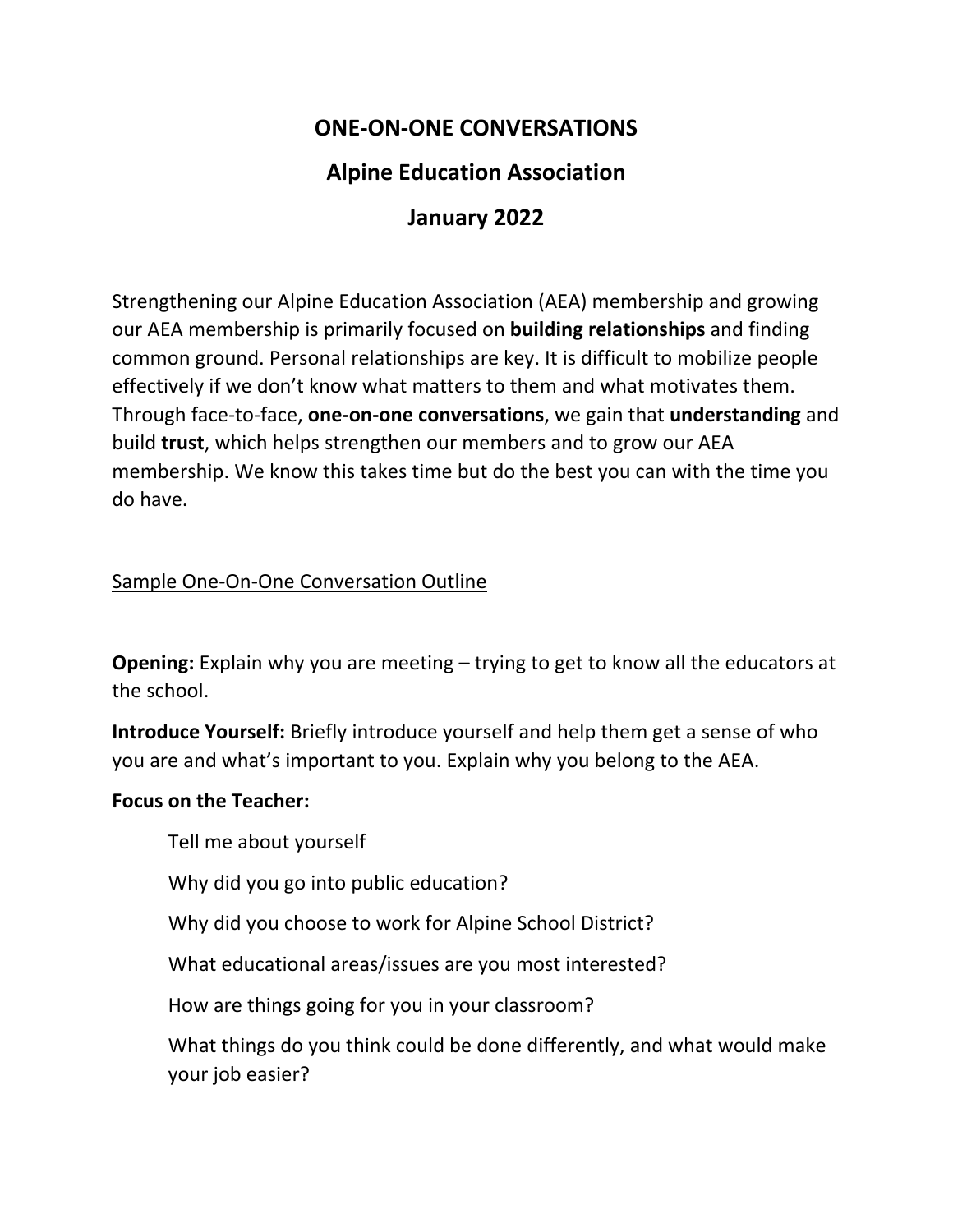# ONE-ON-ONE CONVERSATIONS

## Alpine Education Association

## January 2022

Strengthening our Alpine Education Association (AEA) membership and growing our AEA membership is primarily focused on **building relationships** and finding common ground. Personal relationships are key. It is difficult to mobilize people effectively if we don't know what matters to them and what motivates them. Through face-to-face, **one-on-one conversations**, we gain that **understanding** and build **trust**, which helps strengthen our members and to grow our AEA membership. We know this takes time but do the best you can with the time you do have.

<u>Sample One-On-One Conversation Outline</u>

**Opening:** Explain why you are meeting – trying to get to know all the educators at the school.

**Introduce Yourself:** Briefly introduce yourself and help them get a sense of who you are and what's important to you. Explain why you belong to the AEA.

**Focus on the Teacher:**

- Tell me about yourself
- Why did you go into public education?
- Why did you choose to work for Alpine School District?
- What educational areas/issues are you most interested?
- How are things going for you in your classroom?
- What things do you think could be done differently, and what would make your job easier?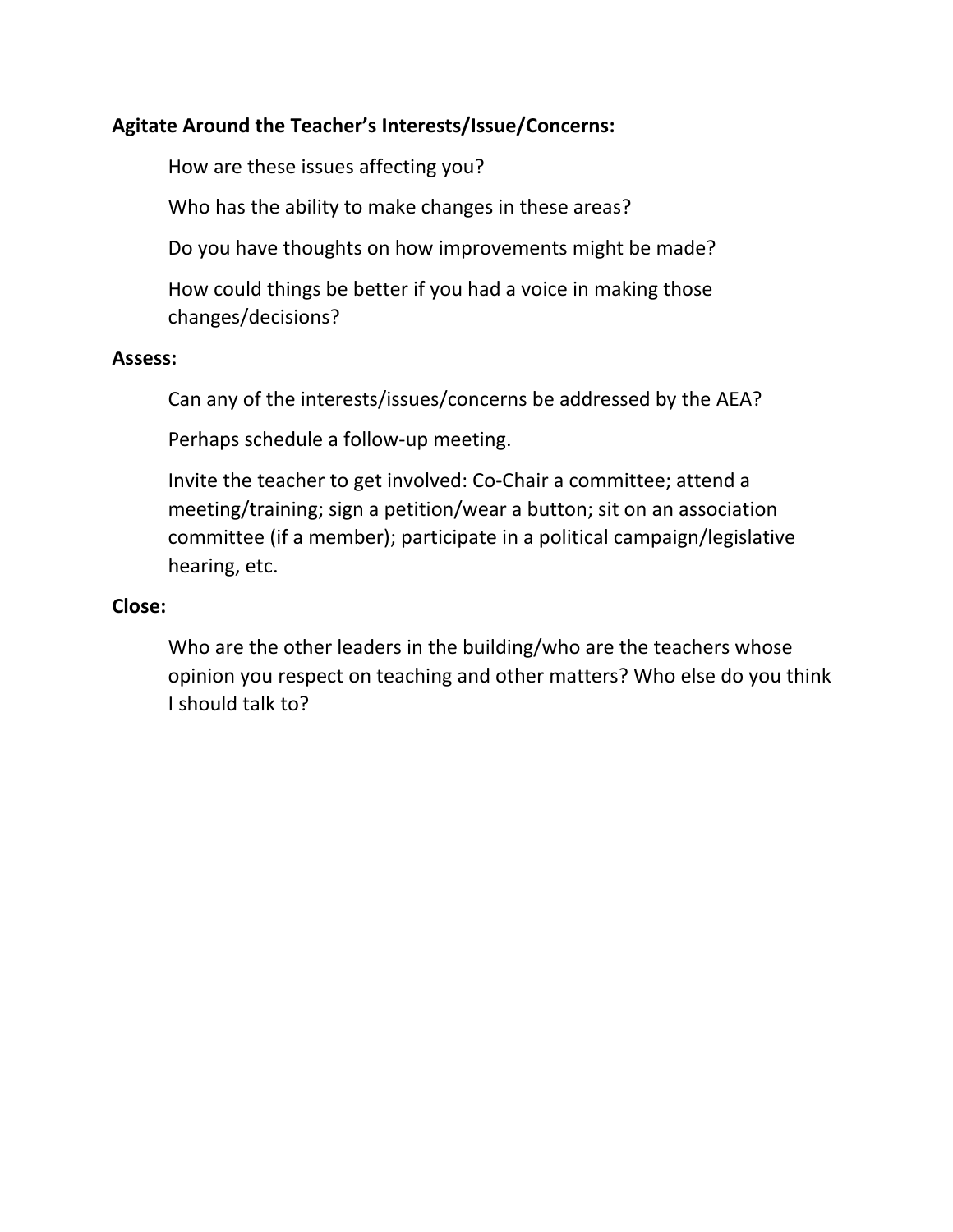**Agitate Around the Teacher's Interests/Issue/Concerns:**

How are these issues affecting you?

Who has the ability to make changes in these areas?

Do you have thoughts on how improvements might be made?

How could things be better if you had a voice in making those changes/decisions?

**Assess:**

Can any of the interests/issues/concerns be addressed by the AEA?

Perhaps schedule a follow-up meeting.

Invite the teacher to get involved: Co-Chair a committee; attend a meeting/training; sign a petition/wear a button; sit on an association committee (if a member); participate in a political campaign/legislative hearing, etc.

**Close:**

Who are the other leaders in the building/who are the teachers whose opinion you respect on teaching and other matters? Who else do you think I should talk to?